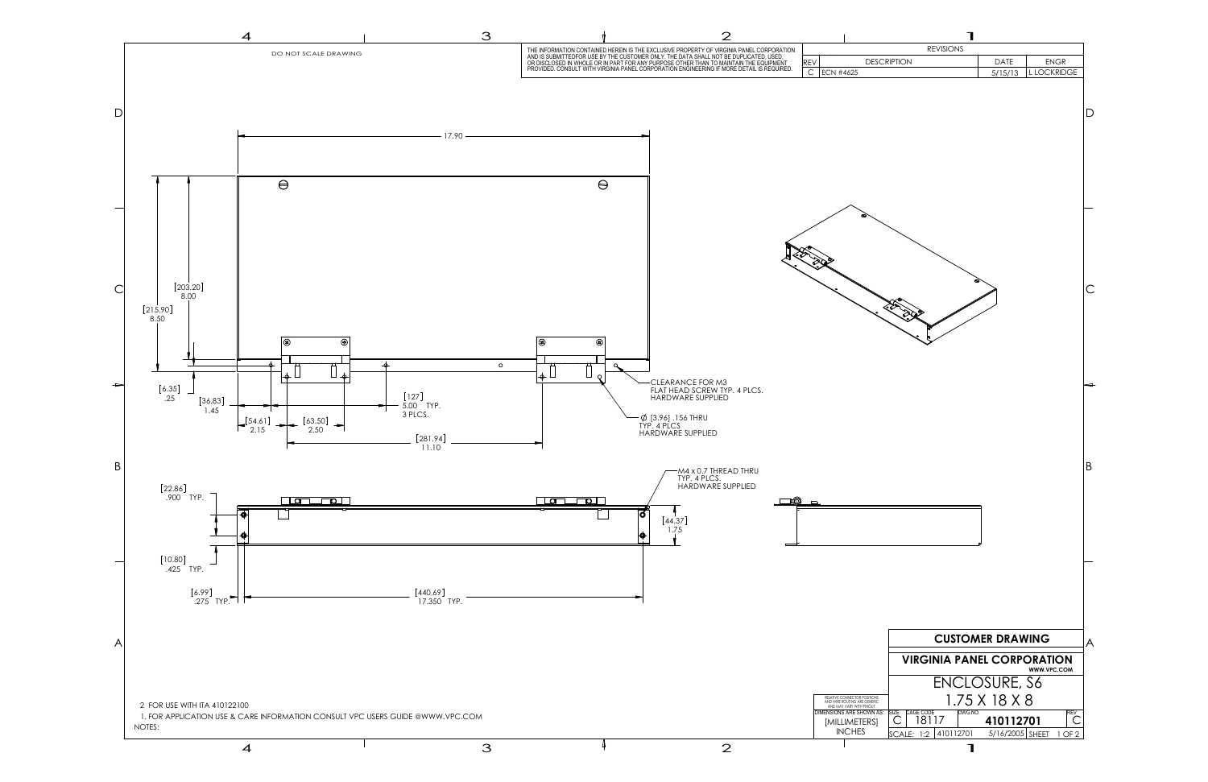DO NOT SCALE DRAWING

THE INFORMATION CONTAINED HEREIN IS THE EXCLUSIVE PROPERTY OF VIRGINIA PANEL CORPORATION AND IS SUBMITTEDFOR USE BY THE CUSTOMER ONLY. THE DATA SHALL NOT BE DUPLICATED, USED, OR DISCLOSED IN WHOLE OR IN PART FOR ANY PURPOSE OTHER THAN TO MAINTAIN THE EQUIPMENT PROVIDED. CONSULT WITH VIRGINIA PANEL CORPORATION ENGINEERING IF MORE DETAIL IS REQUIRED.

| REVISIONS | | | |
|---|---|---|---|
| REV | DESCRIPTION | DATE | ENGR |
| C | ECN #4625 | 5/15/13 | L LOCKRIDGE |

17.90

[203.20] 8.00

[215.90] 8.50

[6.35] .25

[36.83] 1.45

[54.61] 2.15

[63.50] 2.50

[127] 5.00 TYP. 3 PLCS.

[281.94] 11.10

CLEARANCE FOR M3 FLAT HEAD SCREW TYP. 4 PLCS. HARDWARE SUPPLIED

Ø [3.96] .156 THRU TYP. 4 PLCS HARDWARE SUPPLIED

M4 x 0.7 THREAD THRU TYP. 4 PLCS. HARDWARE SUPPLIED

[22.86] .900 TYP.

[10.80] .425 TYP.

[44.37] 1.75

[6.99] .275 TYP.

[440.69] 17.350 TYP.

NOTES:

1. FOR APPLICATION USE & CARE INFORMATION CONSULT VPC USERS GUIDE @WWW.VPC.COM
2. FOR USE WITH ITA 410122100

RELATIVE CONNECTOR POSITIONS AND WIRE ROUTING ARE GENERIC AND MAY VARY WITH PINOUT

DIMENSIONS ARE SHOWN AS: [MILLIMETERS] INCHES

**CUSTOMER DRAWING**

**VIRGINIA PANEL CORPORATION**

WWW.VPC.COM

ENCLOSURE, S6

1.75 X 18 X 8

| SIZE | CAGE CODE | DWG.NO. | REV |
|---|---|---|---|
| C | 18117 | **410112701** | C |

SCALE: 1:2 | 410112701 | 5/16/2005 | SHEET 1 OF 2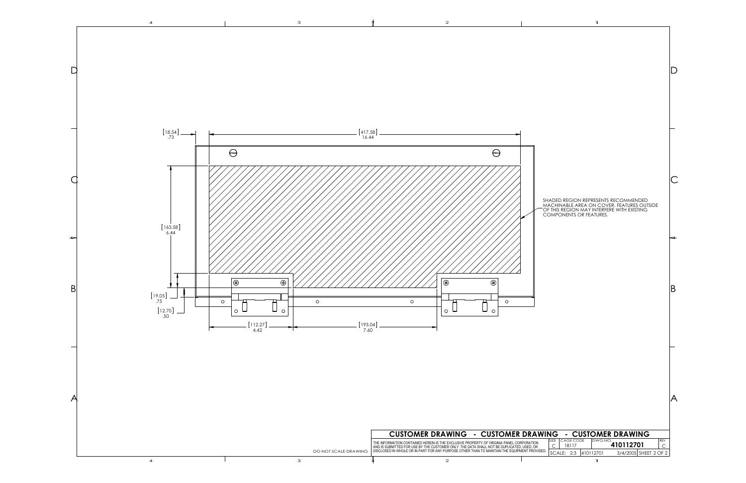[18.54]
.73

[417.58]
16.44

[163.58]
6.44

[19.05]
.75

[12.70]
.50

[112.27]
4.42

[193.04]
7.60

SHADED REGION REPRESENTS RECOMMENDED MACHINABLE AREA ON COVER. FEATURES OUTSIDE OF THIS REGION MAY INTERFERE WITH EXISTING COMPONENTS OR FEATURES.

DO NOT SCALE DRAWING

**CUSTOMER DRAWING - CUSTOMER DRAWING - CUSTOMER DRAWING**

THE INFORMATION CONTAINED HEREIN IS THE EXCLUSIVE PROPERTY OF VIRGINIA PANEL CORPORATION AND IS SUBMITTED FOR USE BY THE CUSTOMER ONLY. THE DATA SHALL NOT BE DUPLICATED, USED, OR DISCLOSED IN WHOLE OR IN PART FOR ANY PURPOSE OTHER THAN TO MAINTAIN THE EQUIPMENT PROVIDED.

| SIZE | CAGE CODE | DWG.NO. | REV |
|---|---|---|---|
| C | 18117 | **410112701** | C |
| SCALE: 2:3 | 410112701 | 3/4/2005 | SHEET 2 OF 2 |